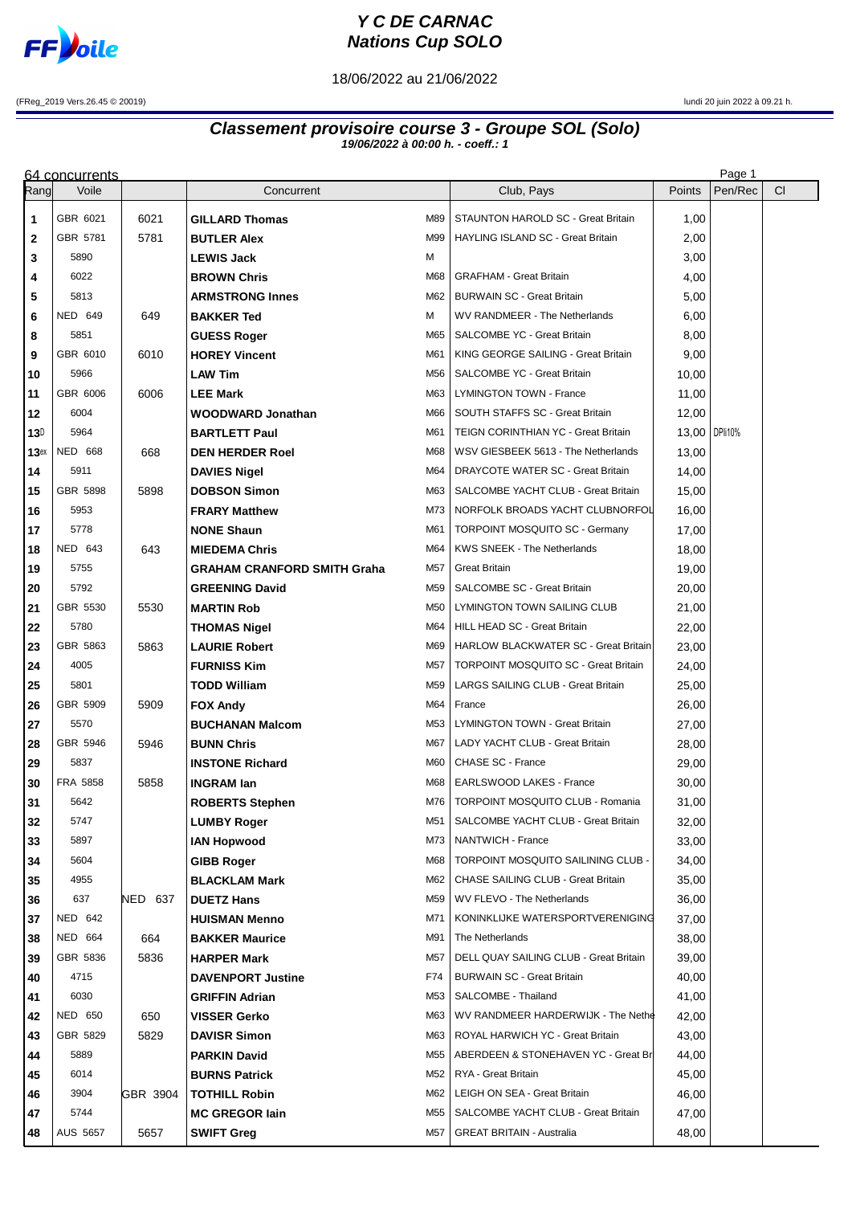# Y C DE CARNAC
# Nations Cup SOLO

18/06/2022 au 21/06/2022

(FReg_2019 Vers.26.45 © 20019) lundi 20 juin 2022 à 09.21 h.

## Classement provisoire course 3 - Groupe SOL (Solo)

**19/06/2022 à 00:00 h. - coeff.: 1**

64 concurrents

| Rang | Voile | | Concurrent | | Club, Pays | Points | Pen/Rec | Cl |
|---|---|---|---|---|---|---|---|---|
| 1 | GBR 6021 | 6021 | **GILLARD Thomas** | M89 | STAUNTON HAROLD SC - Great Britain | 1,00 | | |
| 2 | GBR 5781 | 5781 | **BUTLER Alex** | M99 | HAYLING ISLAND SC - Great Britain | 2,00 | | |
| 3 | 5890 | | **LEWIS Jack** | M | | 3,00 | | |
| 4 | 6022 | | **BROWN Chris** | M68 | GRAFHAM - Great Britain | 4,00 | | |
| 5 | 5813 | | **ARMSTRONG Innes** | M62 | BURWAIN SC - Great Britain | 5,00 | | |
| 6 | NED 649 | 649 | **BAKKER Ted** | M | WV RANDMEER - The Netherlands | 6,00 | | |
| 8 | 5851 | | **GUESS Roger** | M65 | SALCOMBE YC - Great Britain | 8,00 | | |
| 9 | GBR 6010 | 6010 | **HOREY Vincent** | M61 | KING GEORGE SAILING - Great Britain | 9,00 | | |
| 10 | 5966 | | **LAW Tim** | M56 | SALCOMBE YC - Great Britain | 10,00 | | |
| 11 | GBR 6006 | 6006 | **LEE Mark** | M63 | LYMINGTON TOWN - France | 11,00 | | |
| 12 | 6004 | | **WOODWARD Jonathan** | M66 | SOUTH STAFFS SC - Great Britain | 12,00 | | |
| 13D | 5964 | | **BARTLETT Paul** | M61 | TEIGN CORINTHIAN YC - Great Britain | 13,00 | DPI10% | |
| 13ex | NED 668 | 668 | **DEN HERDER Roel** | M68 | WSV GIESBEEK 5613 - The Netherlands | 13,00 | | |
| 14 | 5911 | | **DAVIES Nigel** | M64 | DRAYCOTE WATER SC - Great Britain | 14,00 | | |
| 15 | GBR 5898 | 5898 | **DOBSON Simon** | M63 | SALCOMBE YACHT CLUB - Great Britain | 15,00 | | |
| 16 | 5953 | | **FRARY Matthew** | M73 | NORFOLK BROADS YACHT CLUBNORFOL | 16,00 | | |
| 17 | 5778 | | **NONE Shaun** | M61 | TORPOINT MOSQUITO SC - Germany | 17,00 | | |
| 18 | NED 643 | 643 | **MIEDEMA Chris** | M64 | KWS SNEEK - The Netherlands | 18,00 | | |
| 19 | 5755 | | **GRAHAM CRANFORD SMITH Graha** | M57 | Great Britain | 19,00 | | |
| 20 | 5792 | | **GREENING David** | M59 | SALCOMBE SC - Great Britain | 20,00 | | |
| 21 | GBR 5530 | 5530 | **MARTIN Rob** | M50 | LYMINGTON TOWN SAILING CLUB | 21,00 | | |
| 22 | 5780 | | **THOMAS Nigel** | M64 | HILL HEAD SC - Great Britain | 22,00 | | |
| 23 | GBR 5863 | 5863 | **LAURIE Robert** | M69 | HARLOW BLACKWATER SC - Great Britain | 23,00 | | |
| 24 | 4005 | | **FURNISS Kim** | M57 | TORPOINT MOSQUITO SC - Great Britain | 24,00 | | |
| 25 | 5801 | | **TODD William** | M59 | LARGS SAILING CLUB - Great Britain | 25,00 | | |
| 26 | GBR 5909 | 5909 | **FOX Andy** | M64 | France | 26,00 | | |
| 27 | 5570 | | **BUCHANAN Malcom** | M53 | LYMINGTON TOWN - Great Britain | 27,00 | | |
| 28 | GBR 5946 | 5946 | **BUNN Chris** | M67 | LADY YACHT CLUB - Great Britain | 28,00 | | |
| 29 | 5837 | | **INSTONE Richard** | M60 | CHASE SC - France | 29,00 | | |
| 30 | FRA 5858 | 5858 | **INGRAM Ian** | M68 | EARLSWOOD LAKES - France | 30,00 | | |
| 31 | 5642 | | **ROBERTS Stephen** | M76 | TORPOINT MOSQUITO CLUB - Romania | 31,00 | | |
| 32 | 5747 | | **LUMBY Roger** | M51 | SALCOMBE YACHT CLUB - Great Britain | 32,00 | | |
| 33 | 5897 | | **IAN Hopwood** | M73 | NANTWICH - France | 33,00 | | |
| 34 | 5604 | | **GIBB Roger** | M68 | TORPOINT MOSQUITO SAILINING CLUB - | 34,00 | | |
| 35 | 4955 | | **BLACKLAM Mark** | M62 | CHASE SAILING CLUB - Great Britain | 35,00 | | |
| 36 | 637 | NED 637 | **DUETZ Hans** | M59 | WV FLEVO - The Netherlands | 36,00 | | |
| 37 | NED 642 | | **HUISMAN Menno** | M71 | KONINKLIJKE WATERSPORTVERENIGING | 37,00 | | |
| 38 | NED 664 | 664 | **BAKKER Maurice** | M91 | The Netherlands | 38,00 | | |
| 39 | GBR 5836 | 5836 | **HARPER Mark** | M57 | DELL QUAY SAILING CLUB - Great Britain | 39,00 | | |
| 40 | 4715 | | **DAVENPORT Justine** | F74 | BURWAIN SC - Great Britain | 40,00 | | |
| 41 | 6030 | | **GRIFFIN Adrian** | M53 | SALCOMBE - Thailand | 41,00 | | |
| 42 | NED 650 | 650 | **VISSER Gerko** | M63 | WV RANDMEER HARDERWIJK - The Nethe | 42,00 | | |
| 43 | GBR 5829 | 5829 | **DAVISR Simon** | M63 | ROYAL HARWICH YC - Great Britain | 43,00 | | |
| 44 | 5889 | | **PARKIN David** | M55 | ABERDEEN & STONEHAVEN YC - Great Br | 44,00 | | |
| 45 | 6014 | | **BURNS Patrick** | M52 | RYA - Great Britain | 45,00 | | |
| 46 | 3904 | GBR 3904 | **TOTHILL Robin** | M62 | LEIGH ON SEA - Great Britain | 46,00 | | |
| 47 | 5744 | | **MC GREGOR Iain** | M55 | SALCOMBE YACHT CLUB - Great Britain | 47,00 | | |
| 48 | AUS 5657 | 5657 | **SWIFT Greg** | M57 | GREAT BRITAIN - Australia | 48,00 | | |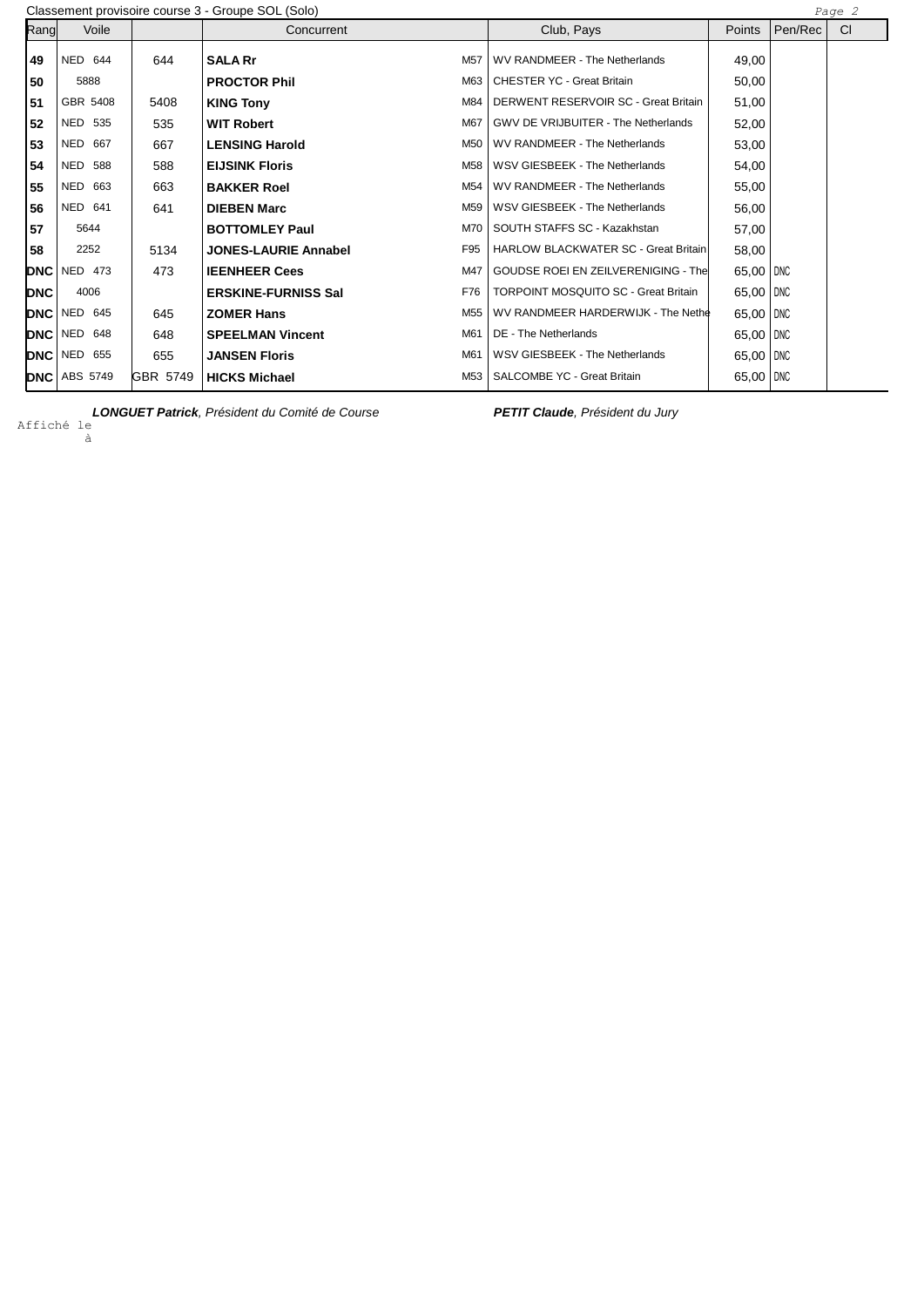Classement provisoire course 3 - Groupe SOL (Solo)

| Rang | Voile | | Concurrent | | Club, Pays | Points | Pen/Rec | Cl |
|---|---|---|---|---|---|---|---|---|
| 49 | NED 644 | 644 | **SALA Rr** | M57 | WV RANDMEER - The Netherlands | 49,00 | | |
| 50 | 5888 | | **PROCTOR Phil** | M63 | CHESTER YC - Great Britain | 50,00 | | |
| 51 | GBR 5408 | 5408 | **KING Tony** | M84 | DERWENT RESERVOIR SC - Great Britain | 51,00 | | |
| 52 | NED 535 | 535 | **WIT Robert** | M67 | GWV DE VRIJBUITER - The Netherlands | 52,00 | | |
| 53 | NED 667 | 667 | **LENSING Harold** | M50 | WV RANDMEER - The Netherlands | 53,00 | | |
| 54 | NED 588 | 588 | **EIJSINK Floris** | M58 | WSV GIESBEEK - The Netherlands | 54,00 | | |
| 55 | NED 663 | 663 | **BAKKER Roel** | M54 | WV RANDMEER - The Netherlands | 55,00 | | |
| 56 | NED 641 | 641 | **DIEBEN Marc** | M59 | WSV GIESBEEK - The Netherlands | 56,00 | | |
| 57 | 5644 | | **BOTTOMLEY Paul** | M70 | SOUTH STAFFS SC - Kazakhstan | 57,00 | | |
| 58 | 2252 | 5134 | **JONES-LAURIE Annabel** | F95 | HARLOW BLACKWATER SC - Great Britain | 58,00 | | |
| DNC | NED 473 | 473 | **IEENHEER Cees** | M47 | GOUDSE ROEI EN ZEILVERENIGING - The | 65,00 | DNC | |
| DNC | 4006 | | **ERSKINE-FURNISS Sal** | F76 | TORPOINT MOSQUITO SC - Great Britain | 65,00 | DNC | |
| DNC | NED 645 | 645 | **ZOMER Hans** | M55 | WV RANDMEER HARDERWIJK - The Nethe | 65,00 | DNC | |
| DNC | NED 648 | 648 | **SPEELMAN Vincent** | M61 | DE - The Netherlands | 65,00 | DNC | |
| DNC | NED 655 | 655 | **JANSEN Floris** | M61 | WSV GIESBEEK - The Netherlands | 65,00 | DNC | |
| DNC | ABS 5749 | GBR 5749 | **HICKS Michael** | M53 | SALCOMBE YC - Great Britain | 65,00 | DNC | |

***LONGUET Patrick**, Président du Comité de Course*

***PETIT Claude**, Président du Jury*

Affiché le

à